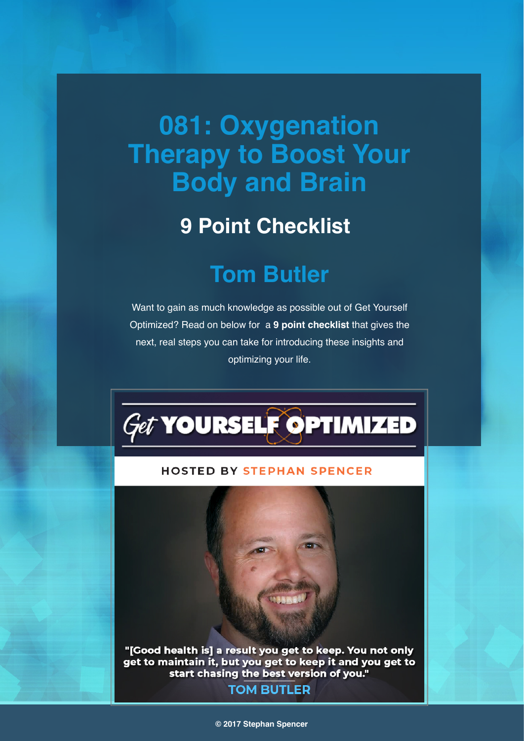# 081: Oxygenation Therapy to Boost Your Body and Brain

## 9 Point Checklist

## Tom Butler

Want to gain as much knowledge as possible out of Get Yourself Optimized? Read on below for a **9 point checklist** that gives the next, real steps you can take for introducing these insights and optimizing your life.

Get YOURSELF OPTIMIZED

HOSTED BY STEPHAN SPENCER

"[Good health is] a result you get to keep. You not only get to maintain it, but you get to keep it and you get to start chasing the best version of you."

TOM BUTLER

© 2017 Stephan Spencer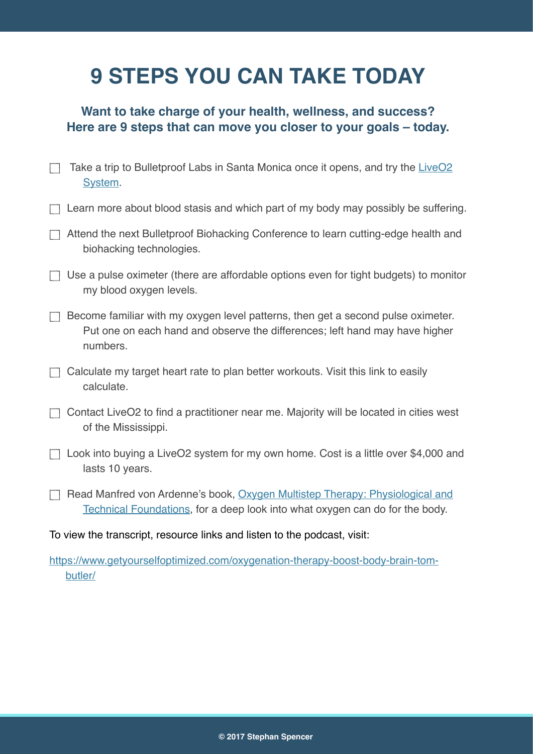# 9 STEPS YOU CAN TAKE TODAY

**Want to take charge of your health, wellness, and success?**
**Here are 9 steps that can move you closer to your goals – today.**

- [ ] Take a trip to Bulletproof Labs in Santa Monica once it opens, and try the LiveO2 System.
- [ ] Learn more about blood stasis and which part of my body may possibly be suffering.
- [ ] Attend the next Bulletproof Biohacking Conference to learn cutting-edge health and biohacking technologies.
- [ ] Use a pulse oximeter (there are affordable options even for tight budgets) to monitor my blood oxygen levels.
- [ ] Become familiar with my oxygen level patterns, then get a second pulse oximeter. Put one on each hand and observe the differences; left hand may have higher numbers.
- [ ] Calculate my target heart rate to plan better workouts. Visit this link to easily calculate.
- [ ] Contact LiveO2 to find a practitioner near me. Majority will be located in cities west of the Mississippi.
- [ ] Look into buying a LiveO2 system for my own home. Cost is a little over $4,000 and lasts 10 years.
- [ ] Read Manfred von Ardenne's book, Oxygen Multistep Therapy: Physiological and Technical Foundations, for a deep look into what oxygen can do for the body.

To view the transcript, resource links and listen to the podcast, visit:

https://www.getyourselfoptimized.com/oxygenation-therapy-boost-body-brain-tom-butler/

© 2017 Stephan Spencer